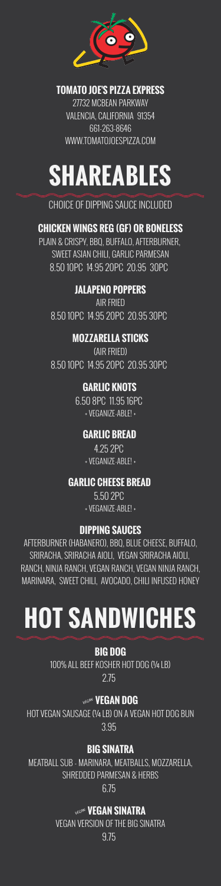**TOMATO JOE'S PIZZA EXPRESS**

27732 MCBEAN PARKWAY
VALENCIA, CALIFORNIA 91354
661-263-8646
WWW.TOMATOJOESPIZZA.COM

# SHAREABLES

CHOICE OF DIPPING SAUCE INCLUDED

### CHICKEN WINGS REG (GF) OR BONELESS

PLAIN & CRISPY, BBQ, BUFFALO, AFTERBURNER, SWEET ASIAN CHILI, GARLIC PARMESAN

8.50 10PC 14.95 20PC 20.95 30PC

### JALAPENO POPPERS

AIR FRIED

8.50 10PC 14.95 20PC 20.95 30PC

### MOZZARELLA STICKS

(AIR FRIED)

8.50 10PC 14.95 20PC 20.95 30PC

### GARLIC KNOTS

6.50 8PC 11.95 16PC

+ VEGANIZE-ABLE! +

### GARLIC BREAD

4.25 2PC

+ VEGANIZE-ABLE! +

### GARLIC CHEESE BREAD

5.50 2PC

+ VEGANIZE-ABLE! +

### DIPPING SAUCES

AFTERBURNER (HABANERO), BBQ, BLUE CHEESE, BUFFALO, SRIRACHA, SRIRACHA AIOLI, VEGAN SRIRACHA AIOLI, RANCH, NINJA RANCH, VEGAN RANCH, VEGAN NINJA RANCH, MARINARA, SWEET CHILI, AVOCADO, CHILI INFUSED HONEY

# HOT SANDWICHES

### BIG DOG

100% ALL BEEF KOSHER HOT DOG (1/4 LB)

2.75

### VEGAN VEGAN DOG

HOT VEGAN SAUSAGE (1/4 LB) ON A VEGAN HOT DOG BUN

3.95

### BIG SINATRA

MEATBALL SUB - MARINARA, MEATBALLS, MOZZARELLA, SHREDDED PARMESAN & HERBS

6.75

### VEGAN VEGAN SINATRA

VEGAN VERSION OF THE BIG SINATRA

9.75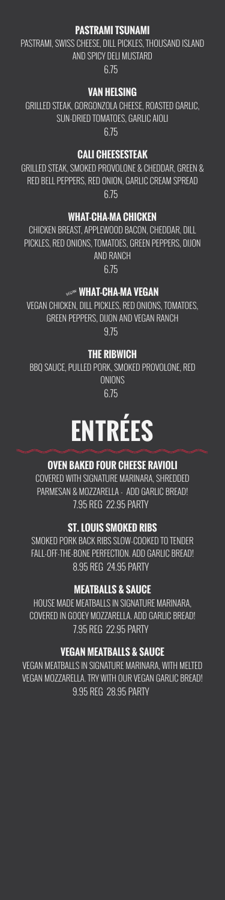### PASTRAMI TSUNAMI

PASTRAMI, SWISS CHEESE, DILL PICKLES, THOUSAND ISLAND AND SPICY DELI MUSTARD

6.75

### VAN HELSING

GRILLED STEAK, GORGONZOLA CHEESE, ROASTED GARLIC, SUN-DRIED TOMATOES, GARLIC AIOLI

6.75

### CALI CHEESESTEAK

GRILLED STEAK, SMOKED PROVOLONE & CHEDDAR, GREEN & RED BELL PEPPERS, RED ONION, GARLIC CREAM SPREAD

6.75

### WHAT-CHA-MA CHICKEN

CHICKEN BREAST, APPLEWOOD BACON, CHEDDAR, DILL PICKLES, RED ONIONS, TOMATOES, GREEN PEPPERS, DIJON AND RANCH

6.75

### VEGAN WHAT-CHA-MA VEGAN

VEGAN CHICKEN, DILL PICKLES, RED ONIONS, TOMATOES, GREEN PEPPERS, DIJON AND VEGAN RANCH

9.75

### THE RIBWICH

BBQ SAUCE, PULLED PORK, SMOKED PROVOLONE, RED ONIONS

6.75

# ENTRÉES

### OVEN BAKED FOUR CHEESE RAVIOLI

COVERED WITH SIGNATURE MARINARA, SHREDDED PARMESAN & MOZZARELLA - ADD GARLIC BREAD!

7.95 REG 22.95 PARTY

### ST. LOUIS SMOKED RIBS

SMOKED PORK BACK RIBS SLOW-COOKED TO TENDER FALL-OFF-THE-BONE PERFECTION. ADD GARLIC BREAD!

8.95 REG 24.95 PARTY

### MEATBALLS & SAUCE

HOUSE MADE MEATBALLS IN SIGNATURE MARINARA, COVERED IN GOOEY MOZZARELLA. ADD GARLIC BREAD!

7.95 REG 22.95 PARTY

### VEGAN MEATBALLS & SAUCE

VEGAN MEATBALLS IN SIGNATURE MARINARA, WITH MELTED VEGAN MOZZARELLA. TRY WITH OUR VEGAN GARLIC BREAD!

9.95 REG 28.95 PARTY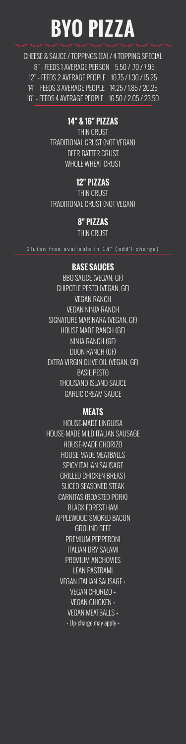# BYO PIZZA

CHEESE & SAUCE / TOPPINGS (EA) / 4 TOPPING SPECIAL

| Size | Price |
|---|---|
| 8" - FEEDS 1 AVERAGE PERSON | 5.50 / .70 / 7.95 |
| 12" - FEEDS 2 AVERAGE PEOPLE | 10.75 / 1.30 / 15.25 |
| 14" - FEEDS 3 AVERAGE PEOPLE | 14.25 / 1.85 / 20.25 |
| 16" - FEEDS 4 AVERAGE PEOPLE | 16.50 / 2.05 / 23.50 |

## 14" & 16" PIZZAS

THIN CRUST
TRADITIONAL CRUST (NOT VEGAN)
BEER BATTER CRUST
WHOLE WHEAT CRUST

## 12" PIZZAS

THIN CRUST
TRADITIONAL CRUST (NOT VEGAN)

## 8" PIZZAS

THIN CRUST

Gluten free available in 14" (add'l charge)

## BASE SAUCES

BBQ SAUCE (VEGAN, GF)
CHIPOTLE PESTO (VEGAN, GF)
VEGAN RANCH
VEGAN NINJA RANCH
SIGNATURE MARINARA (VEGAN, GF)
HOUSE MADE RANCH (GF)
NINJA RANCH (GF)
DIJON RANCH (GF)
EXTRA VIRGIN OLIVE OIL (VEGAN, GF)
BASIL PESTO
THOUSAND ISLAND SAUCE
GARLIC CREAM SAUCE

## MEATS

HOUSE-MADE LINGUISA
HOUSE-MADE MILD ITALIAN SAUSAGE
HOUSE-MADE CHORIZO
HOUSE-MADE MEATBALLS
SPICY ITALIAN SAUSAGE
GRILLED CHICKEN BREAST
SLICED SEASONED STEAK
CARNITAS (ROASTED PORK)
BLACK FOREST HAM
APPLEWOOD SMOKED BACON
GROUND BEEF
PREMIUM PEPPERONI
ITALIAN DRY SALAMI
PREMIUM ANCHOVIES
LEAN PASTRAMI
VEGAN ITALIAN SAUSAGE +
VEGAN CHORIZO +
VEGAN CHICKEN +
VEGAN MEATBALLS +

+ Up-charge may apply +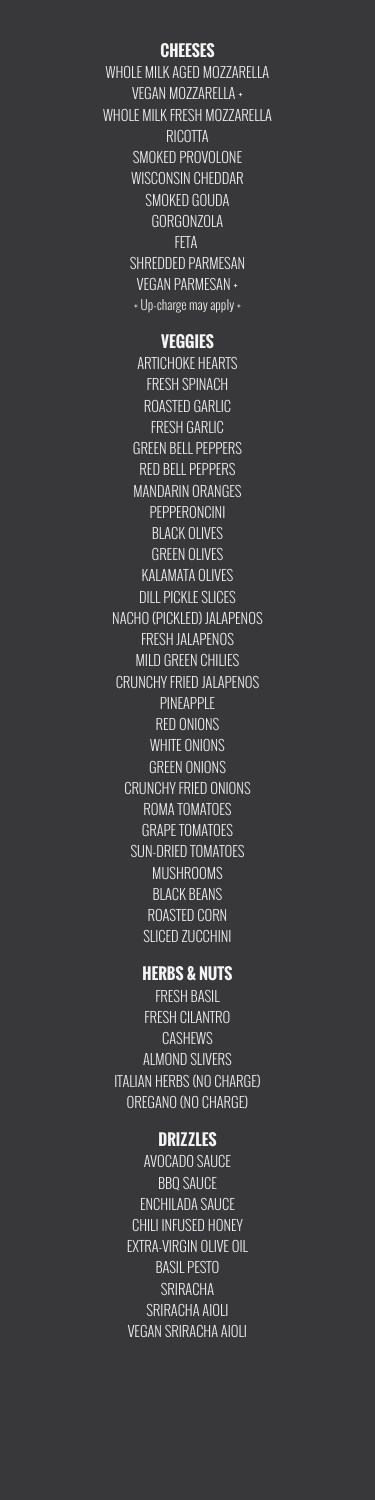## CHEESES

WHOLE MILK AGED MOZZARELLA
VEGAN MOZZARELLA +
WHOLE MILK FRESH MOZZARELLA
RICOTTA
SMOKED PROVOLONE
WISCONSIN CHEDDAR
SMOKED GOUDA
GORGONZOLA
FETA
SHREDDED PARMESAN
VEGAN PARMESAN +
+ Up-charge may apply +

## VEGGIES

ARTICHOKE HEARTS
FRESH SPINACH
ROASTED GARLIC
FRESH GARLIC
GREEN BELL PEPPERS
RED BELL PEPPERS
MANDARIN ORANGES
PEPPERONCINI
BLACK OLIVES
GREEN OLIVES
KALAMATA OLIVES
DILL PICKLE SLICES
NACHO (PICKLED) JALAPENOS
FRESH JALAPENOS
MILD GREEN CHILIES
CRUNCHY FRIED JALAPENOS
PINEAPPLE
RED ONIONS
WHITE ONIONS
GREEN ONIONS
CRUNCHY FRIED ONIONS
ROMA TOMATOES
GRAPE TOMATOES
SUN-DRIED TOMATOES
MUSHROOMS
BLACK BEANS
ROASTED CORN
SLICED ZUCCHINI

## HERBS & NUTS

FRESH BASIL
FRESH CILANTRO
CASHEWS
ALMOND SLIVERS
ITALIAN HERBS (NO CHARGE)
OREGANO (NO CHARGE)

## DRIZZLES

AVOCADO SAUCE
BBQ SAUCE
ENCHILADA SAUCE
CHILI INFUSED HONEY
EXTRA-VIRGIN OLIVE OIL
BASIL PESTO
SRIRACHA
SRIRACHA AIOLI
VEGAN SRIRACHA AIOLI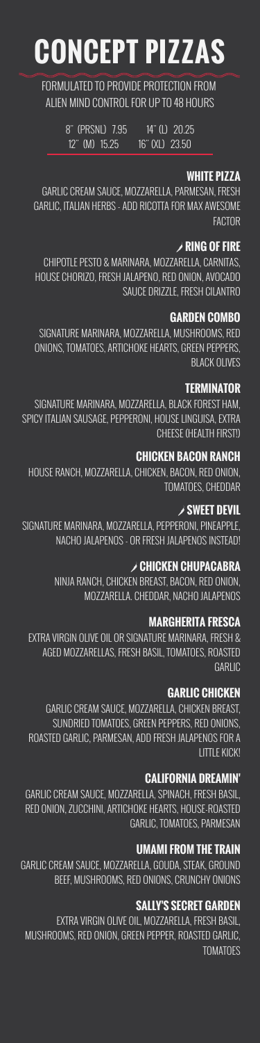# CONCEPT PIZZAS

FORMULATED TO PROVIDE PROTECTION FROM ALIEN MIND CONTROL FOR UP TO 48 HOURS

8" (PRSNL) 7.95 &nbsp;&nbsp; 14" (L) 20.25
12" (M) 15.25 &nbsp;&nbsp; 16" (XL) 23.50

### WHITE PIZZA

GARLIC CREAM SAUCE, MOZZARELLA, PARMESAN, FRESH GARLIC, ITALIAN HERBS - ADD RICOTTA FOR MAX AWESOME FACTOR

### RING OF FIRE

CHIPOTLE PESTO & MARINARA, MOZZARELLA, CARNITAS, HOUSE CHORIZO, FRESH JALAPENO, RED ONION, AVOCADO SAUCE DRIZZLE, FRESH CILANTRO

### GARDEN COMBO

SIGNATURE MARINARA, MOZZARELLA, MUSHROOMS, RED ONIONS, TOMATOES, ARTICHOKE HEARTS, GREEN PEPPERS, BLACK OLIVES

### TERMINATOR

SIGNATURE MARINARA, MOZZARELLA, BLACK FOREST HAM, SPICY ITALIAN SAUSAGE, PEPPERONI, HOUSE LINGUISA, EXTRA CHEESE (HEALTH FIRST!)

### CHICKEN BACON RANCH

HOUSE RANCH, MOZZARELLA, CHICKEN, BACON, RED ONION, TOMATOES, CHEDDAR

### SWEET DEVIL

SIGNATURE MARINARA, MOZZARELLA, PEPPERONI, PINEAPPLE, NACHO JALAPENOS - OR FRESH JALAPENOS INSTEAD!

### CHICKEN CHUPACABRA

NINJA RANCH, CHICKEN BREAST, BACON, RED ONION, MOZZARELLA. CHEDDAR, NACHO JALAPENOS

### MARGHERITA FRESCA

EXTRA VIRGIN OLIVE OIL OR SIGNATURE MARINARA, FRESH & AGED MOZZARELLAS, FRESH BASIL, TOMATOES, ROASTED GARLIC

### GARLIC CHICKEN

GARLIC CREAM SAUCE, MOZZARELLA, CHICKEN BREAST, SUNDRIED TOMATOES, GREEN PEPPERS, RED ONIONS, ROASTED GARLIC, PARMESAN, ADD FRESH JALAPENOS FOR A LITTLE KICK!

### CALIFORNIA DREAMIN'

GARLIC CREAM SAUCE, MOZZARELLA, SPINACH, FRESH BASIL, RED ONION, ZUCCHINI, ARTICHOKE HEARTS, HOUSE-ROASTED GARLIC, TOMATOES, PARMESAN

### UMAMI FROM THE TRAIN

GARLIC CREAM SAUCE, MOZZARELLA, GOUDA, STEAK, GROUND BEEF, MUSHROOMS, RED ONIONS, CRUNCHY ONIONS

### SALLY'S SECRET GARDEN

EXTRA VIRGIN OLIVE OIL, MOZZARELLA, FRESH BASIL, MUSHROOMS, RED ONION, GREEN PEPPER, ROASTED GARLIC, TOMATOES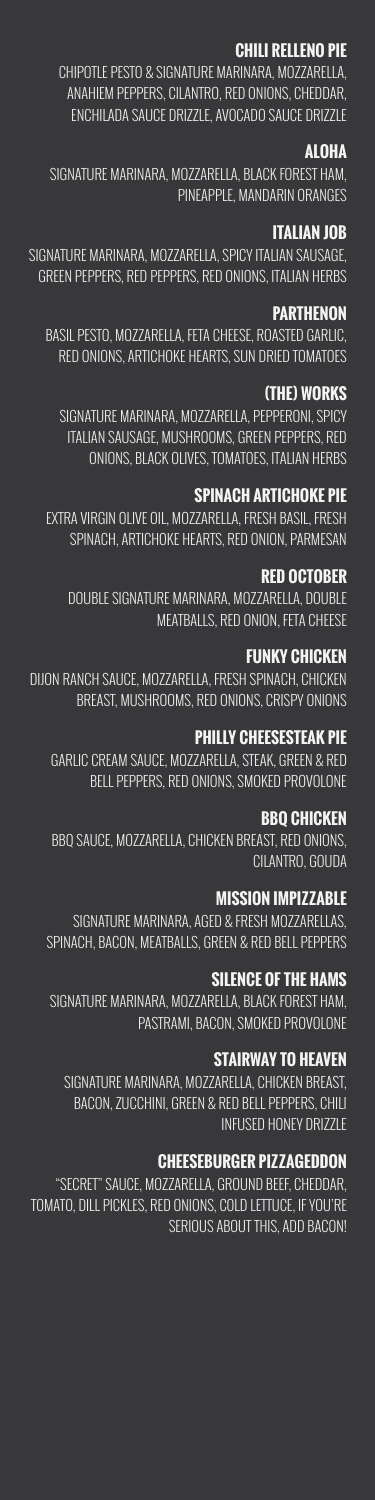### CHILI RELLENO PIE
CHIPOTLE PESTO & SIGNATURE MARINARA, MOZZARELLA, ANAHIEM PEPPERS, CILANTRO, RED ONIONS, CHEDDAR, ENCHILADA SAUCE DRIZZLE, AVOCADO SAUCE DRIZZLE

### ALOHA
SIGNATURE MARINARA, MOZZARELLA, BLACK FOREST HAM, PINEAPPLE, MANDARIN ORANGES

### ITALIAN JOB
SIGNATURE MARINARA, MOZZARELLA, SPICY ITALIAN SAUSAGE, GREEN PEPPERS, RED PEPPERS, RED ONIONS, ITALIAN HERBS

### PARTHENON
BASIL PESTO, MOZZARELLA, FETA CHEESE, ROASTED GARLIC, RED ONIONS, ARTICHOKE HEARTS, SUN DRIED TOMATOES

### (THE) WORKS
SIGNATURE MARINARA, MOZZARELLA, PEPPERONI, SPICY ITALIAN SAUSAGE, MUSHROOMS, GREEN PEPPERS, RED ONIONS, BLACK OLIVES, TOMATOES, ITALIAN HERBS

### SPINACH ARTICHOKE PIE
EXTRA VIRGIN OLIVE OIL, MOZZARELLA, FRESH BASIL, FRESH SPINACH, ARTICHOKE HEARTS, RED ONION, PARMESAN

### RED OCTOBER
DOUBLE SIGNATURE MARINARA, MOZZARELLA, DOUBLE MEATBALLS, RED ONION, FETA CHEESE

### FUNKY CHICKEN
DIJON RANCH SAUCE, MOZZARELLA, FRESH SPINACH, CHICKEN BREAST, MUSHROOMS, RED ONIONS, CRISPY ONIONS

### PHILLY CHEESESTEAK PIE
GARLIC CREAM SAUCE, MOZZARELLA, STEAK, GREEN & RED BELL PEPPERS, RED ONIONS, SMOKED PROVOLONE

### BBQ CHICKEN
BBQ SAUCE, MOZZARELLA, CHICKEN BREAST, RED ONIONS, CILANTRO, GOUDA

### MISSION IMPIZZABLE
SIGNATURE MARINARA, AGED & FRESH MOZZARELLAS, SPINACH, BACON, MEATBALLS, GREEN & RED BELL PEPPERS

### SILENCE OF THE HAMS
SIGNATURE MARINARA, MOZZARELLA, BLACK FOREST HAM, PASTRAMI, BACON, SMOKED PROVOLONE

### STAIRWAY TO HEAVEN
SIGNATURE MARINARA, MOZZARELLA, CHICKEN BREAST, BACON, ZUCCHINI, GREEN & RED BELL PEPPERS, CHILI INFUSED HONEY DRIZZLE

### CHEESEBURGER PIZZAGEDDON
"SECRET" SAUCE, MOZZARELLA, GROUND BEEF, CHEDDAR, TOMATO, DILL PICKLES, RED ONIONS, COLD LETTUCE, IF YOU'RE SERIOUS ABOUT THIS, ADD BACON!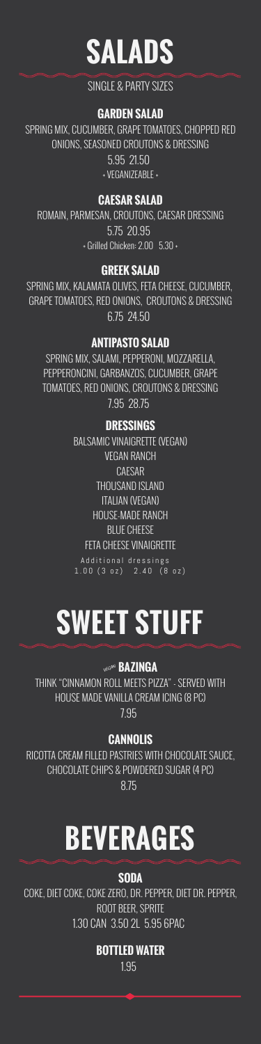# SALADS

SINGLE & PARTY SIZES

### GARDEN SALAD

SPRING MIX, CUCUMBER, GRAPE TOMATOES, CHOPPED RED ONIONS, SEASONED CROUTONS & DRESSING

5.95 21.50

+ VEGANIZEABLE +

### CAESAR SALAD

ROMAIN, PARMESAN, CROUTONS, CAESAR DRESSING

5.75 20.95

+ Grilled Chicken: 2.00 5.30 +

### GREEK SALAD

SPRING MIX, KALAMATA OLIVES, FETA CHEESE, CUCUMBER, GRAPE TOMATOES, RED ONIONS, CROUTONS & DRESSING

6.75 24.50

### ANTIPASTO SALAD

SPRING MIX, SALAMI, PEPPERONI, MOZZARELLA, PEPPERONCINI, GARBANZOS, CUCUMBER, GRAPE TOMATOES, RED ONIONS, CROUTONS & DRESSING

7.95 28.75

### DRESSINGS

BALSAMIC VINAIGRETTE (VEGAN)
VEGAN RANCH
CAESAR
THOUSAND ISLAND
ITALIAN (VEGAN)
HOUSE-MADE RANCH
BLUE CHEESE
FETA CHEESE VINAIGRETTE

Additional dressings
1.00 (3 oz) 2.40 (8 oz)

# SWEET STUFF

### VEGAN BAZINGA

THINK "CINNAMON ROLL MEETS PIZZA" - SERVED WITH HOUSE MADE VANILLA CREAM ICING (8 PC)

7.95

### CANNOLIS

RICOTTA CREAM FILLED PASTRIES WITH CHOCOLATE SAUCE, CHOCOLATE CHIPS & POWDERED SUGAR (4 PC)

8.75

# BEVERAGES

### SODA

COKE, DIET COKE, COKE ZERO, DR. PEPPER, DIET DR. PEPPER, ROOT BEER, SPRITE

1.30 CAN 3.50 2L 5.95 6PAC

### BOTTLED WATER

1.95